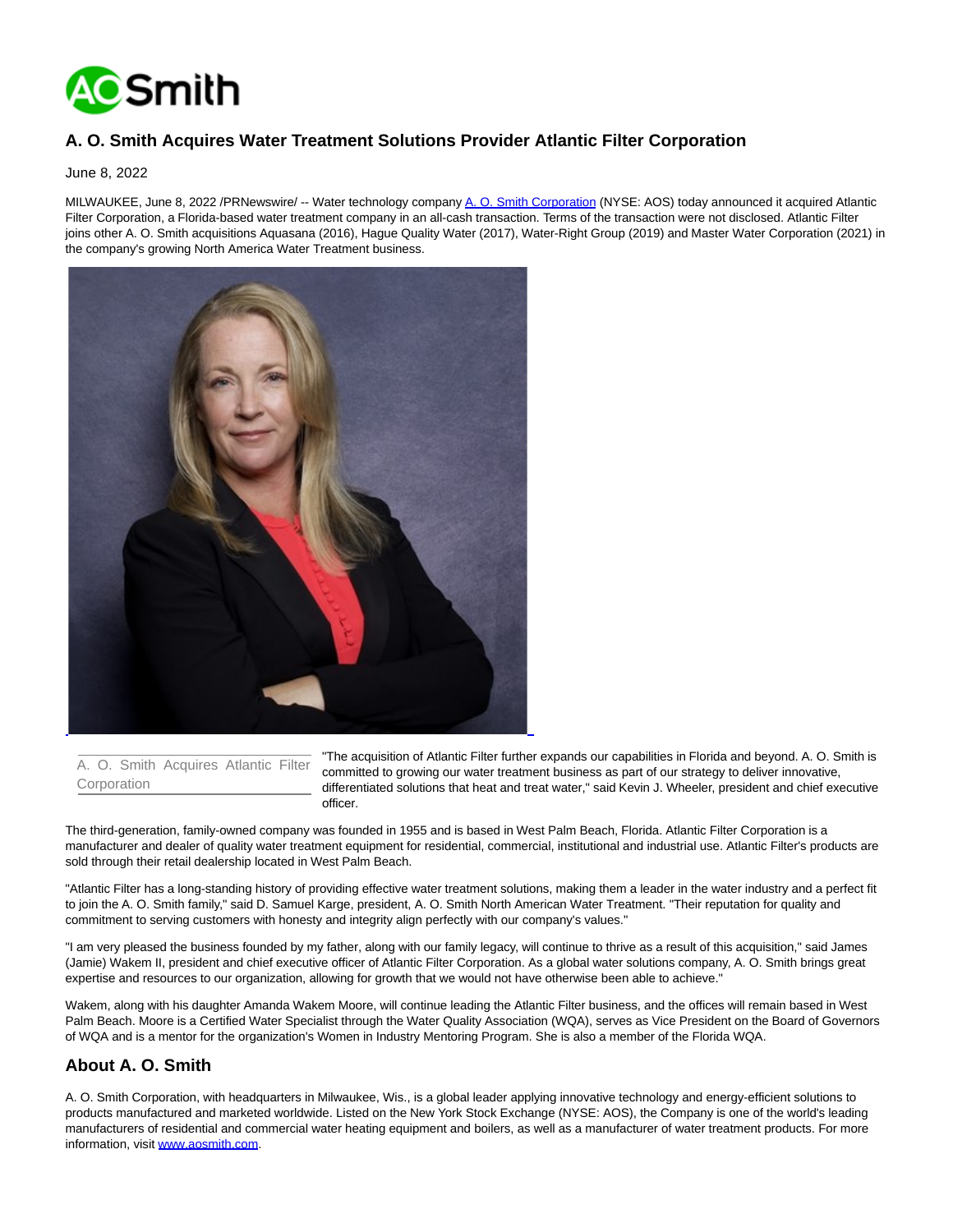# A. O. Smith Acquires Water Treatment Solutions Provider Atlantic Filter Corporation

June 8, 2022

MILWAUKEE, June 8, 2022 /PRNewswire/ -- Water technology company A. O. Smith Corporation (NYSE: AOS) today announced it acquired Atlantic Filter Corporation, a Florida-based water treatment company in an all-cash transaction. Terms of the transaction were not disclosed. Atlantic Filter joins other A. O. Smith acquisitions Aquasana (2016), Hague Quality Water (2017), Water-Right Group (2019) and Master Water Corporation (2021) in the company's growing North America Water Treatment business.

A. O. Smith Acquires Atlantic Filter Corporation

"The acquisition of Atlantic Filter further expands our capabilities in Florida and beyond. A. O. Smith is committed to growing our water treatment business as part of our strategy to deliver innovative, differentiated solutions that heat and treat water," said Kevin J. Wheeler, president and chief executive officer.

The third-generation, family-owned company was founded in 1955 and is based in West Palm Beach, Florida. Atlantic Filter Corporation is a manufacturer and dealer of quality water treatment equipment for residential, commercial, institutional and industrial use. Atlantic Filter's products are sold through their retail dealership located in West Palm Beach.

"Atlantic Filter has a long-standing history of providing effective water treatment solutions, making them a leader in the water industry and a perfect fit to join the A. O. Smith family," said D. Samuel Karge, president, A. O. Smith North American Water Treatment. "Their reputation for quality and commitment to serving customers with honesty and integrity align perfectly with our company's values."

"I am very pleased the business founded by my father, along with our family legacy, will continue to thrive as a result of this acquisition," said James (Jamie) Wakem II, president and chief executive officer of Atlantic Filter Corporation. As a global water solutions company, A. O. Smith brings great expertise and resources to our organization, allowing for growth that we would not have otherwise been able to achieve."

Wakem, along with his daughter Amanda Wakem Moore, will continue leading the Atlantic Filter business, and the offices will remain based in West Palm Beach. Moore is a Certified Water Specialist through the Water Quality Association (WQA), serves as Vice President on the Board of Governors of WQA and is a mentor for the organization's Women in Industry Mentoring Program. She is also a member of the Florida WQA.

## About A. O. Smith

A. O. Smith Corporation, with headquarters in Milwaukee, Wis., is a global leader applying innovative technology and energy-efficient solutions to products manufactured and marketed worldwide. Listed on the New York Stock Exchange (NYSE: AOS), the Company is one of the world's leading manufacturers of residential and commercial water heating equipment and boilers, as well as a manufacturer of water treatment products. For more information, visit www.aosmith.com.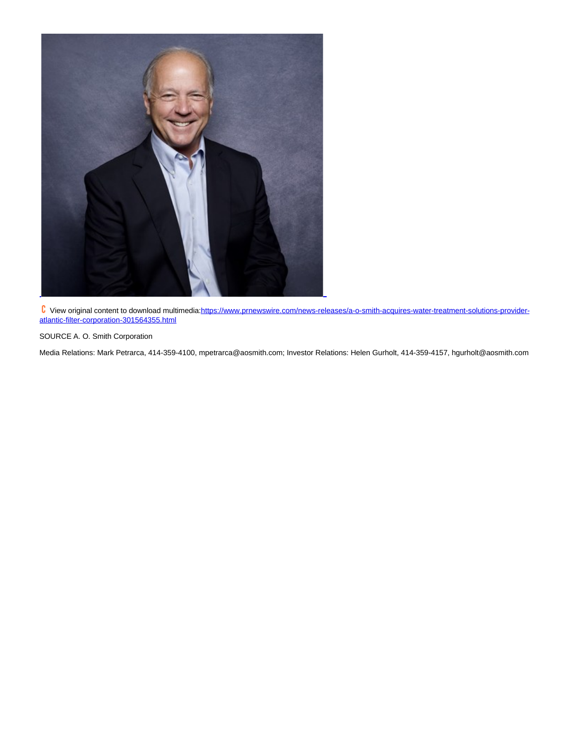View original content to download multimedia:https://www.prnewswire.com/news-releases/a-o-smith-acquires-water-treatment-solutions-provider-atlantic-filter-corporation-301564355.html

SOURCE A. O. Smith Corporation

Media Relations: Mark Petrarca, 414-359-4100, mpetrarca@aosmith.com; Investor Relations: Helen Gurholt, 414-359-4157, hgurholt@aosmith.com